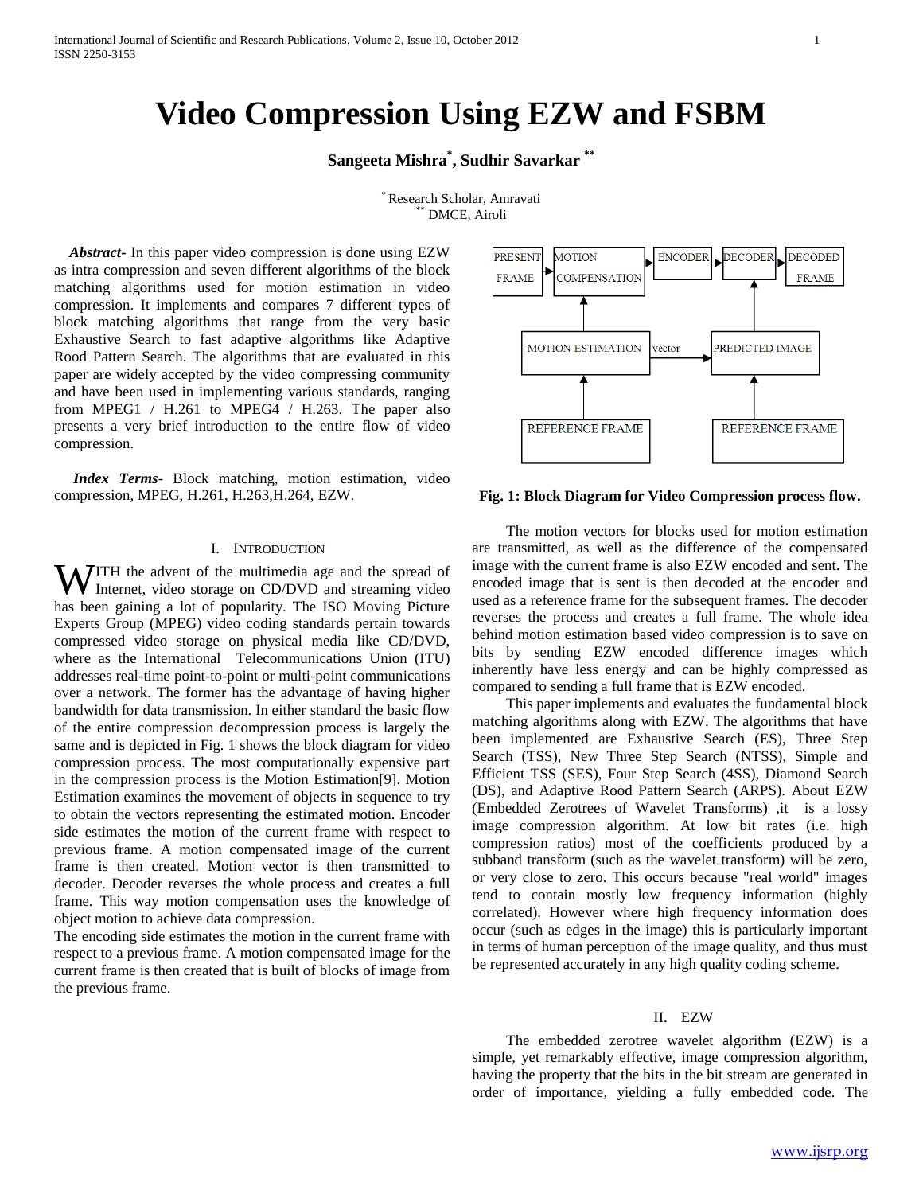# Video Compression Using EZW and FSBM

**Sangeeta Mishra[*], Sudhir Savarkar[**]**

[*] Research Scholar, Amravati
[**] DMCE, Airoli

***Abstract*-** In this paper video compression is done using EZW as intra compression and seven different algorithms of the block matching algorithms used for motion estimation in video compression. It implements and compares 7 different types of block matching algorithms that range from the very basic Exhaustive Search to fast adaptive algorithms like Adaptive Rood Pattern Search. The algorithms that are evaluated in this paper are widely accepted by the video compressing community and have been used in implementing various standards, ranging from MPEG1 / H.261 to MPEG4 / H.263. The paper also presents a very brief introduction to the entire flow of video compression.

***Index Terms*-** Block matching, motion estimation, video compression, MPEG, H.261, H.263,H.264, EZW.

## I. Introduction

With the advent of the multimedia age and the spread of Internet, video storage on CD/DVD and streaming video has been gaining a lot of popularity. The ISO Moving Picture Experts Group (MPEG) video coding standards pertain towards compressed video storage on physical media like CD/DVD, where as the International Telecommunications Union (ITU) addresses real-time point-to-point or multi-point communications over a network. The former has the advantage of having higher bandwidth for data transmission. In either standard the basic flow of the entire compression decompression process is largely the same and is depicted in Fig. 1 shows the block diagram for video compression process. The most computationally expensive part in the compression process is the Motion Estimation[9]. Motion Estimation examines the movement of objects in sequence to try to obtain the vectors representing the estimated motion. Encoder side estimates the motion of the current frame with respect to previous frame. A motion compensated image of the current frame is then created. Motion vector is then transmitted to decoder. Decoder reverses the whole process and creates a full frame. This way motion compensation uses the knowledge of object motion to achieve data compression.

The encoding side estimates the motion in the current frame with respect to a previous frame. A motion compensated image for the current frame is then created that is built of blocks of image from the previous frame.

**Fig. 1: Block Diagram for Video Compression process flow.**

The motion vectors for blocks used for motion estimation are transmitted, as well as the difference of the compensated image with the current frame is also EZW encoded and sent. The encoded image that is sent is then decoded at the encoder and used as a reference frame for the subsequent frames. The decoder reverses the process and creates a full frame. The whole idea behind motion estimation based video compression is to save on bits by sending EZW encoded difference images which inherently have less energy and can be highly compressed as compared to sending a full frame that is EZW encoded.

This paper implements and evaluates the fundamental block matching algorithms along with EZW. The algorithms that have been implemented are Exhaustive Search (ES), Three Step Search (TSS), New Three Step Search (NTSS), Simple and Efficient TSS (SES), Four Step Search (4SS), Diamond Search (DS), and Adaptive Rood Pattern Search (ARPS). About EZW (Embedded Zerotrees of Wavelet Transforms) ,it is a lossy image compression algorithm. At low bit rates (i.e. high compression ratios) most of the coefficients produced by a subband transform (such as the wavelet transform) will be zero, or very close to zero. This occurs because "real world" images tend to contain mostly low frequency information (highly correlated). However where high frequency information does occur (such as edges in the image) this is particularly important in terms of human perception of the image quality, and thus must be represented accurately in any high quality coding scheme.

## II. EZW

The embedded zerotree wavelet algorithm (EZW) is a simple, yet remarkably effective, image compression algorithm, having the property that the bits in the bit stream are generated in order of importance, yielding a fully embedded code. The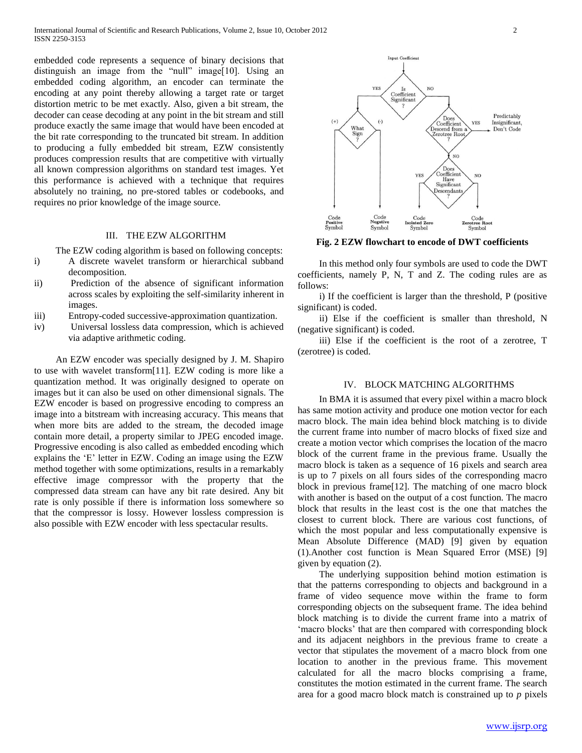embedded code represents a sequence of binary decisions that distinguish an image from the "null" image[10]. Using an embedded coding algorithm, an encoder can terminate the encoding at any point thereby allowing a target rate or target distortion metric to be met exactly. Also, given a bit stream, the decoder can cease decoding at any point in the bit stream and still produce exactly the same image that would have been encoded at the bit rate corresponding to the truncated bit stream. In addition to producing a fully embedded bit stream, EZW consistently produces compression results that are competitive with virtually all known compression algorithms on standard test images. Yet this performance is achieved with a technique that requires absolutely no training, no pre-stored tables or codebooks, and requires no prior knowledge of the image source.

## III. THE EZW ALGORITHM

The EZW coding algorithm is based on following concepts:

i) A discrete wavelet transform or hierarchical subband decomposition.

ii) Prediction of the absence of significant information across scales by exploiting the self-similarity inherent in images.

iii) Entropy-coded successive-approximation quantization.

iv) Universal lossless data compression, which is achieved via adaptive arithmetic coding.

An EZW encoder was specially designed by J. M. Shapiro to use with wavelet transform[11]. EZW coding is more like a quantization method. It was originally designed to operate on images but it can also be used on other dimensional signals. The EZW encoder is based on progressive encoding to compress an image into a bitstream with increasing accuracy. This means that when more bits are added to the stream, the decoded image contain more detail, a property similar to JPEG encoded image. Progressive encoding is also called as embedded encoding which explains the 'E' letter in EZW. Coding an image using the EZW method together with some optimizations, results in a remarkably effective image compressor with the property that the compressed data stream can have any bit rate desired. Any bit rate is only possible if there is information loss somewhere so that the compressor is lossy. However lossless compression is also possible with EZW encoder with less spectacular results.

**Fig. 2 EZW flowchart to encode of DWT coefficients**

In this method only four symbols are used to code the DWT coefficients, namely P, N, T and Z. The coding rules are as follows:

i) If the coefficient is larger than the threshold, P (positive significant) is coded.

ii) Else if the coefficient is smaller than threshold, N (negative significant) is coded.

iii) Else if the coefficient is the root of a zerotree, T (zerotree) is coded.

## IV. BLOCK MATCHING ALGORITHMS

In BMA it is assumed that every pixel within a macro block has same motion activity and produce one motion vector for each macro block. The main idea behind block matching is to divide the current frame into number of macro blocks of fixed size and create a motion vector which comprises the location of the macro block of the current frame in the previous frame. Usually the macro block is taken as a sequence of 16 pixels and search area is up to 7 pixels on all fours sides of the corresponding macro block in previous frame[12]. The matching of one macro block with another is based on the output of a cost function. The macro block that results in the least cost is the one that matches the closest to current block. There are various cost functions, of which the most popular and less computationally expensive is Mean Absolute Difference (MAD) [9] given by equation (1).Another cost function is Mean Squared Error (MSE) [9] given by equation (2).

The underlying supposition behind motion estimation is that the patterns corresponding to objects and background in a frame of video sequence move within the frame to form corresponding objects on the subsequent frame. The idea behind block matching is to divide the current frame into a matrix of 'macro blocks' that are then compared with corresponding block and its adjacent neighbors in the previous frame to create a vector that stipulates the movement of a macro block from one location to another in the previous frame. This movement calculated for all the macro blocks comprising a frame, constitutes the motion estimated in the current frame. The search area for a good macro block match is constrained up to $p$ pixels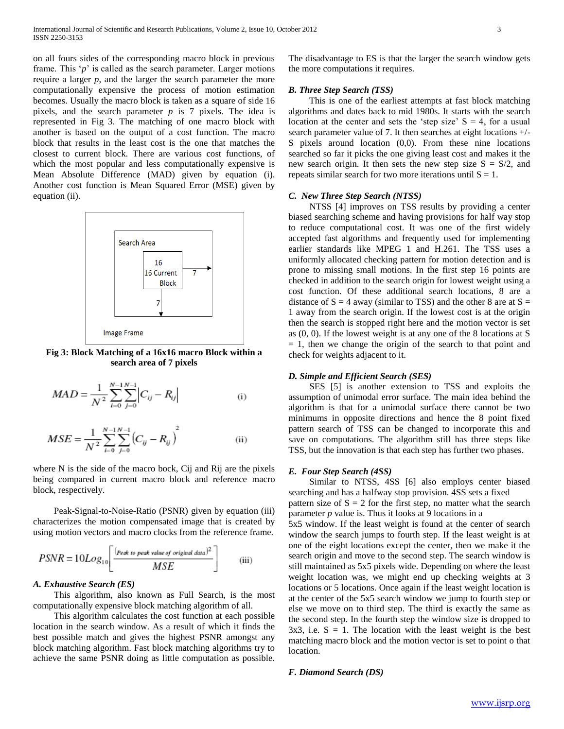on all fours sides of the corresponding macro block in previous frame. This '$p$' is called as the search parameter. Larger motions require a larger $p$, and the larger the search parameter the more computationally expensive the process of motion estimation becomes. Usually the macro block is taken as a square of side 16 pixels, and the search parameter $p$ is 7 pixels. The idea is represented in Fig 3. The matching of one macro block with another is based on the output of a cost function. The macro block that results in the least cost is the one that matches the closest to current block. There are various cost functions, of which the most popular and less computationally expensive is Mean Absolute Difference (MAD) given by equation (i). Another cost function is Mean Squared Error (MSE) given by equation (ii).

**Fig 3: Block Matching of a 16x16 macro Block within a search area of 7 pixels**

$$MAD = \frac{1}{N^2}\sum_{i=0}^{N-1}\sum_{j=0}^{N-1}\left|C_{ij} - R_{ij}\right| \qquad \text{(i)}$$

$$MSE = \frac{1}{N^2}\sum_{i=0}^{N-1}\sum_{j=0}^{N-1}\left(C_{ij} - R_{ij}\right)^2 \qquad \text{(ii)}$$

where N is the side of the macro bock, Cij and Rij are the pixels being compared in current macro block and reference macro block, respectively.

Peak-Signal-to-Noise-Ratio (PSNR) given by equation (iii) characterizes the motion compensated image that is created by using motion vectors and macro clocks from the reference frame.

$$PSNR = 10Log_{10}\left[\frac{(\text{Peak to peak value of original data})^2}{MSE}\right] \qquad \text{(iii)}$$

### *A. Exhaustive Search (ES)*

This algorithm, also known as Full Search, is the most computationally expensive block matching algorithm of all.

This algorithm calculates the cost function at each possible location in the search window. As a result of which it finds the best possible match and gives the highest PSNR amongst any block matching algorithm. Fast block matching algorithms try to achieve the same PSNR doing as little computation as possible. The disadvantage to ES is that the larger the search window gets the more computations it requires.

### *B. Three Step Search (TSS)*

This is one of the earliest attempts at fast block matching algorithms and dates back to mid 1980s. It starts with the search location at the center and sets the 'step size' S = 4, for a usual search parameter value of 7. It then searches at eight locations +/- S pixels around location (0,0). From these nine locations searched so far it picks the one giving least cost and makes it the new search origin. It then sets the new step size S = S/2, and repeats similar search for two more iterations until S = 1.

### *C. New Three Step Search (NTSS)*

NTSS [4] improves on TSS results by providing a center biased searching scheme and having provisions for half way stop to reduce computational cost. It was one of the first widely accepted fast algorithms and frequently used for implementing earlier standards like MPEG 1 and H.261. The TSS uses a uniformly allocated checking pattern for motion detection and is prone to missing small motions. In the first step 16 points are checked in addition to the search origin for lowest weight using a cost function. Of these additional search locations, 8 are a distance of S = 4 away (similar to TSS) and the other 8 are at S = 1 away from the search origin. If the lowest cost is at the origin then the search is stopped right here and the motion vector is set as (0, 0). If the lowest weight is at any one of the 8 locations at S = 1, then we change the origin of the search to that point and check for weights adjacent to it.

### *D. Simple and Efficient Search (SES)*

SES [5] is another extension to TSS and exploits the assumption of unimodal error surface. The main idea behind the algorithm is that for a unimodal surface there cannot be two minimums in opposite directions and hence the 8 point fixed pattern search of TSS can be changed to incorporate this and save on computations. The algorithm still has three steps like TSS, but the innovation is that each step has further two phases.

### *E. Four Step Search (4SS)*

Similar to NTSS, 4SS [6] also employs center biased searching and has a halfway stop provision. 4SS sets a fixed pattern size of S = 2 for the first step, no matter what the search parameter $p$ value is. Thus it looks at 9 locations in a 5x5 window. If the least weight is found at the center of search window the search jumps to fourth step. If the least weight is at one of the eight locations except the center, then we make it the search origin and move to the second step. The search window is still maintained as 5x5 pixels wide. Depending on where the least weight location was, we might end up checking weights at 3 locations or 5 locations. Once again if the least weight location is at the center of the 5x5 search window we jump to fourth step or else we move on to third step. The third is exactly the same as the second step. In the fourth step the window size is dropped to 3x3, i.e. S = 1. The location with the least weight is the best matching macro block and the motion vector is set to point o that location.

### *F. Diamond Search (DS)*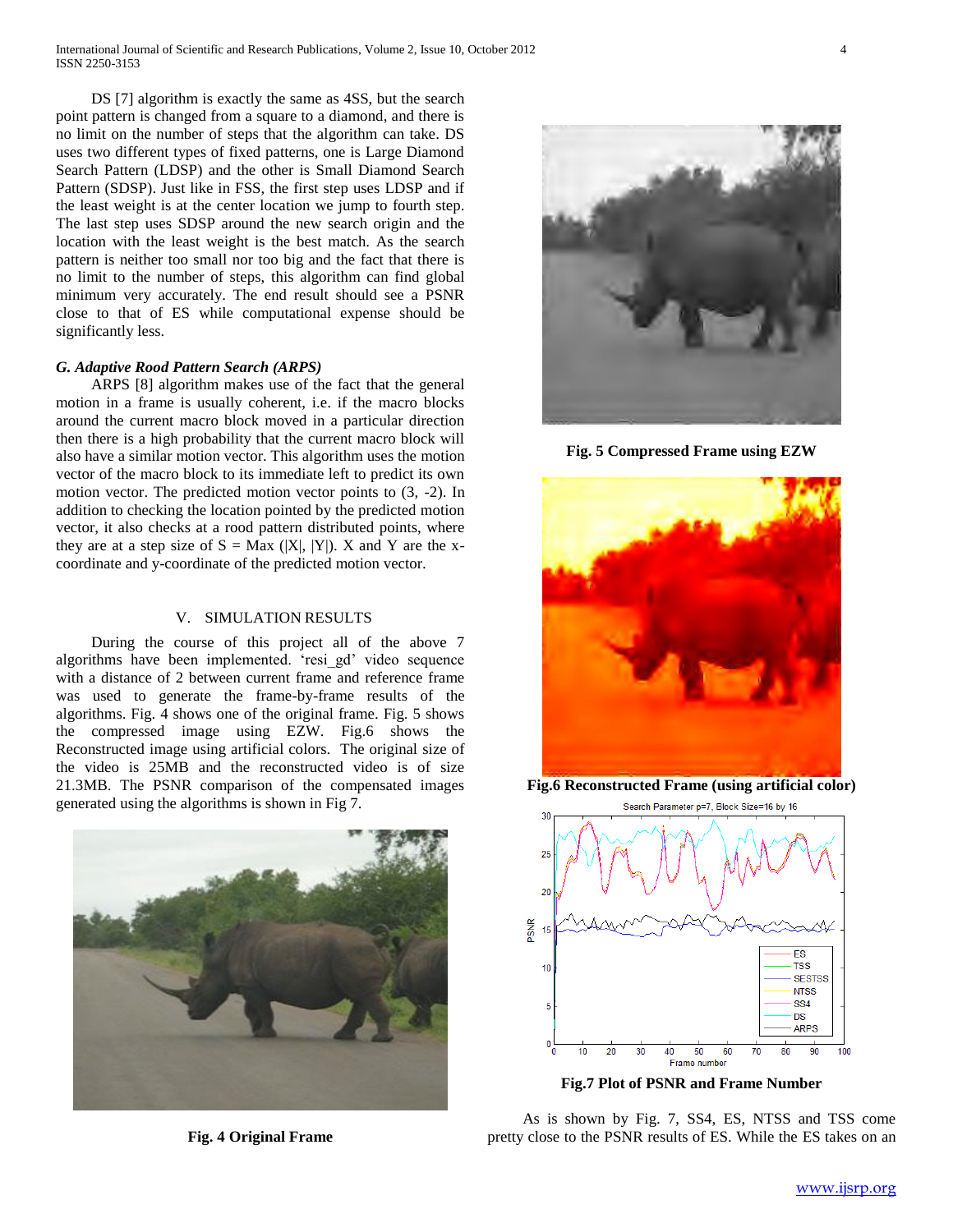DS [7] algorithm is exactly the same as 4SS, but the search point pattern is changed from a square to a diamond, and there is no limit on the number of steps that the algorithm can take. DS uses two different types of fixed patterns, one is Large Diamond Search Pattern (LDSP) and the other is Small Diamond Search Pattern (SDSP). Just like in FSS, the first step uses LDSP and if the least weight is at the center location we jump to fourth step. The last step uses SDSP around the new search origin and the location with the least weight is the best match. As the search pattern is neither too small nor too big and the fact that there is no limit to the number of steps, this algorithm can find global minimum very accurately. The end result should see a PSNR close to that of ES while computational expense should be significantly less.

### *G. Adaptive Rood Pattern Search (ARPS)*

ARPS [8] algorithm makes use of the fact that the general motion in a frame is usually coherent, i.e. if the macro blocks around the current macro block moved in a particular direction then there is a high probability that the current macro block will also have a similar motion vector. This algorithm uses the motion vector of the macro block to its immediate left to predict its own motion vector. The predicted motion vector points to (3, -2). In addition to checking the location pointed by the predicted motion vector, it also checks at a rood pattern distributed points, where they are at a step size of S = Max (|X|, |Y|). X and Y are the x-coordinate and y-coordinate of the predicted motion vector.

## V. SIMULATION RESULTS

During the course of this project all of the above 7 algorithms have been implemented. 'resi_gd' video sequence with a distance of 2 between current frame and reference frame was used to generate the frame-by-frame results of the algorithms. Fig. 4 shows one of the original frame. Fig. 5 shows the compressed image using EZW. Fig.6 shows the Reconstructed image using artificial colors. The original size of the video is 25MB and the reconstructed video is of size 21.3MB. The PSNR comparison of the compensated images generated using the algorithms is shown in Fig 7.

**Fig. 4 Original Frame**

**Fig. 5 Compressed Frame using EZW**

**Fig.6 Reconstructed Frame (using artificial color)**

**Fig.7 Plot of PSNR and Frame Number**

As is shown by Fig. 7, SS4, ES, NTSS and TSS come pretty close to the PSNR results of ES. While the ES takes on an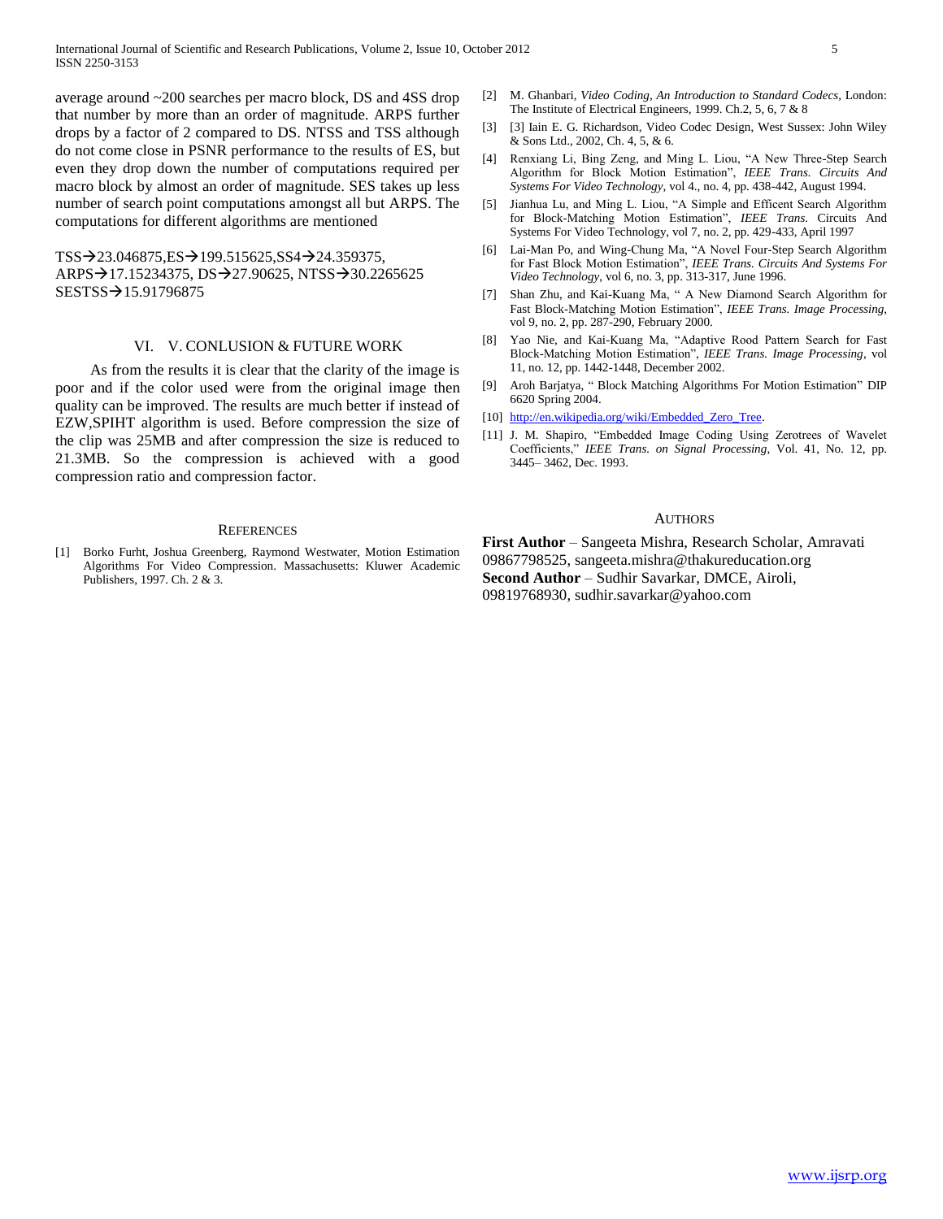average around ~200 searches per macro block, DS and 4SS drop that number by more than an order of magnitude. ARPS further drops by a factor of 2 compared to DS. NTSS and TSS although do not come close in PSNR performance to the results of ES, but even they drop down the number of computations required per macro block by almost an order of magnitude. SES takes up less number of search point computations amongst all but ARPS. The computations for different algorithms are mentioned

TSS→23.046875,ES→199.515625,SS4→24.359375,
ARPS→17.15234375, DS→27.90625, NTSS→30.2265625
SESTSS→15.91796875

## VI. V. CONLUSION & FUTURE WORK

As from the results it is clear that the clarity of the image is poor and if the color used were from the original image then quality can be improved. The results are much better if instead of EZW,SPIHT algorithm is used. Before compression the size of the clip was 25MB and after compression the size is reduced to 21.3MB. So the compression is achieved with a good compression ratio and compression factor.

## REFERENCES

[1] Borko Furht, Joshua Greenberg, Raymond Westwater, Motion Estimation Algorithms For Video Compression. Massachusetts: Kluwer Academic Publishers, 1997. Ch. 2 & 3.

[2] M. Ghanbari, *Video Coding, An Introduction to Standard Codecs*, London: The Institute of Electrical Engineers, 1999. Ch.2, 5, 6, 7 & 8

[3] [3] Iain E. G. Richardson, Video Codec Design, West Sussex: John Wiley & Sons Ltd., 2002, Ch. 4, 5, & 6.

[4] Renxiang Li, Bing Zeng, and Ming L. Liou, "A New Three-Step Search Algorithm for Block Motion Estimation", *IEEE Trans. Circuits And Systems For Video Technology*, vol 4., no. 4, pp. 438-442, August 1994.

[5] Jianhua Lu, and Ming L. Liou, "A Simple and Efficent Search Algorithm for Block-Matching Motion Estimation", *IEEE Trans.* Circuits And Systems For Video Technology, vol 7, no. 2, pp. 429-433, April 1997

[6] Lai-Man Po, and Wing-Chung Ma, "A Novel Four-Step Search Algorithm for Fast Block Motion Estimation", *IEEE Trans. Circuits And Systems For Video Technology*, vol 6, no. 3, pp. 313-317, June 1996.

[7] Shan Zhu, and Kai-Kuang Ma, " A New Diamond Search Algorithm for Fast Block-Matching Motion Estimation", *IEEE Trans. Image Processing*, vol 9, no. 2, pp. 287-290, February 2000.

[8] Yao Nie, and Kai-Kuang Ma, "Adaptive Rood Pattern Search for Fast Block-Matching Motion Estimation", *IEEE Trans. Image Processing*, vol 11, no. 12, pp. 1442-1448, December 2002.

[9] Aroh Barjatya, " Block Matching Algorithms For Motion Estimation" DIP 6620 Spring 2004.

[10] http://en.wikipedia.org/wiki/Embedded_Zero_Tree.

[11] J. M. Shapiro, "Embedded Image Coding Using Zerotrees of Wavelet Coefficients," *IEEE Trans. on Signal Processing*, Vol. 41, No. 12, pp. 3445– 3462, Dec. 1993.

## AUTHORS

**First Author** – Sangeeta Mishra, Research Scholar, Amravati 09867798525, sangeeta.mishra@thakureducation.org
**Second Author** – Sudhir Savarkar, DMCE, Airoli, 09819768930, sudhir.savarkar@yahoo.com